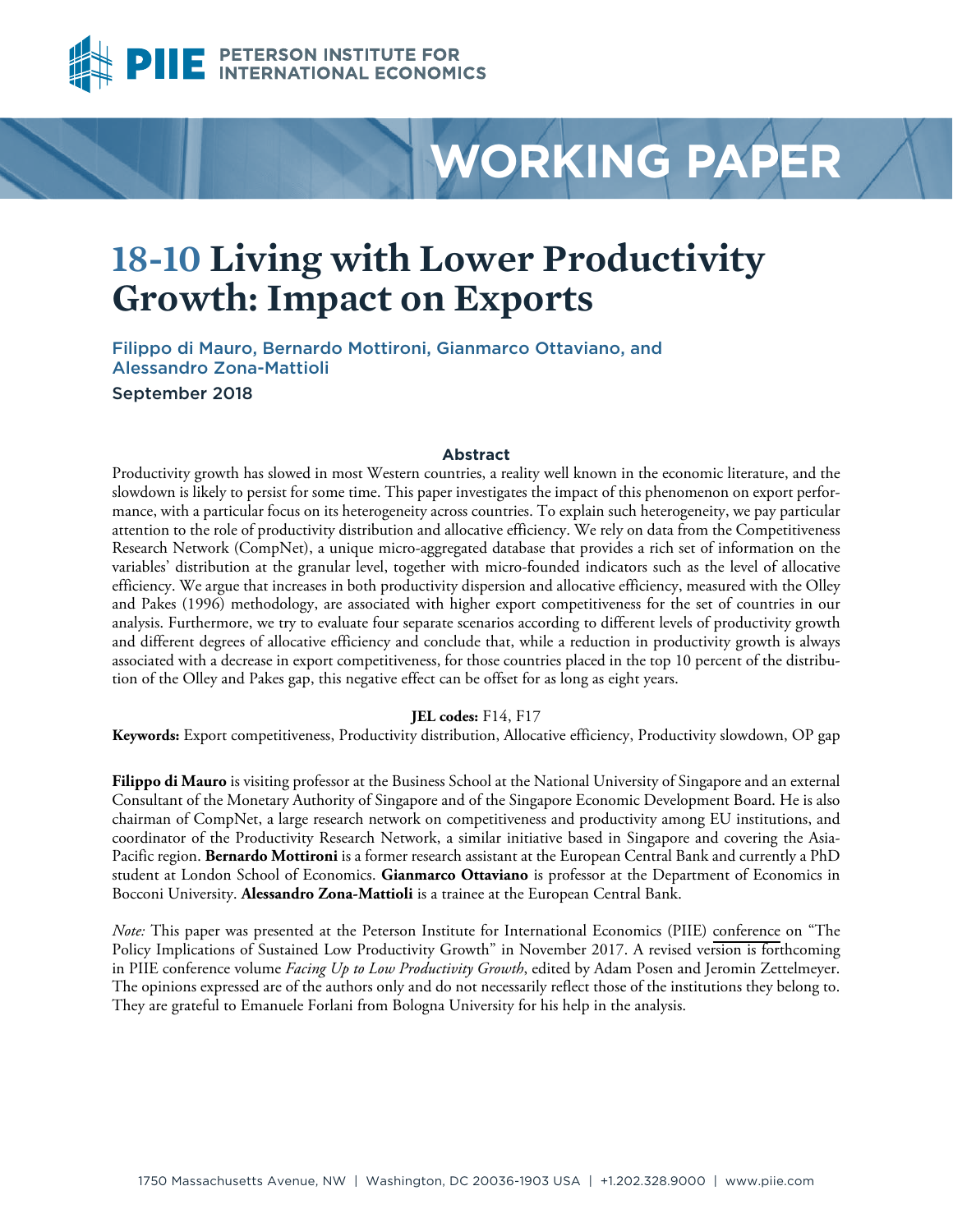# WORKING PAPER

# 18-10 Living with Lower Productivity Growth: Impact on Exports

Filippo di Mauro, Bernardo Mottironi, Gianmarco Ottaviano, and Alessandro Zona-Mattioli

September 2018

## Abstract

Productivity growth has slowed in most Western countries, a reality well known in the economic literature, and the slowdown is likely to persist for some time. This paper investigates the impact of this phenomenon on export performance, with a particular focus on its heterogeneity across countries. To explain such heterogeneity, we pay particular attention to the role of productivity distribution and allocative efficiency. We rely on data from the Competitiveness Research Network (CompNet), a unique micro-aggregated database that provides a rich set of information on the variables' distribution at the granular level, together with micro-founded indicators such as the level of allocative efficiency. We argue that increases in both productivity dispersion and allocative efficiency, measured with the Olley and Pakes (1996) methodology, are associated with higher export competitiveness for the set of countries in our analysis. Furthermore, we try to evaluate four separate scenarios according to different levels of productivity growth and different degrees of allocative efficiency and conclude that, while a reduction in productivity growth is always associated with a decrease in export competitiveness, for those countries placed in the top 10 percent of the distribution of the Olley and Pakes gap, this negative effect can be offset for as long as eight years.

**JEL codes:** F14, F17

**Keywords:** Export competitiveness, Productivity distribution, Allocative efficiency, Productivity slowdown, OP gap

**Filippo di Mauro** is visiting professor at the Business School at the National University of Singapore and an external Consultant of the Monetary Authority of Singapore and of the Singapore Economic Development Board. He is also chairman of CompNet, a large research network on competitiveness and productivity among EU institutions, and coordinator of the Productivity Research Network, a similar initiative based in Singapore and covering the Asia-Pacific region. **Bernardo Mottironi** is a former research assistant at the European Central Bank and currently a PhD student at London School of Economics. **Gianmarco Ottaviano** is professor at the Department of Economics in Bocconi University. **Alessandro Zona-Mattioli** is a trainee at the European Central Bank.

*Note:* This paper was presented at the Peterson Institute for International Economics (PIIE) conference on "The Policy Implications of Sustained Low Productivity Growth" in November 2017. A revised version is forthcoming in PIIE conference volume *Facing Up to Low Productivity Growth*, edited by Adam Posen and Jeromin Zettelmeyer. The opinions expressed are of the authors only and do not necessarily reflect those of the institutions they belong to. They are grateful to Emanuele Forlani from Bologna University for his help in the analysis.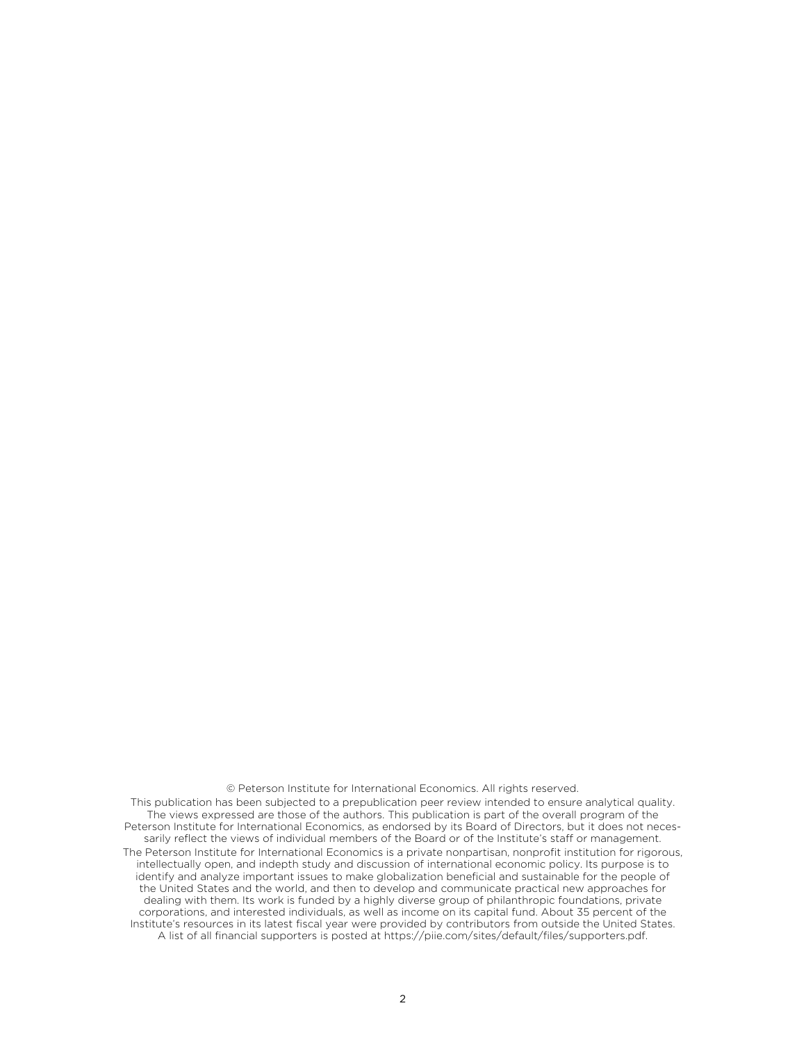© Peterson Institute for International Economics. All rights reserved.

This publication has been subjected to a prepublication peer review intended to ensure analytical quality. The views expressed are those of the authors. This publication is part of the overall program of the Peterson Institute for International Economics, as endorsed by its Board of Directors, but it does not necessarily reflect the views of individual members of the Board or of the Institute's staff or management.

The Peterson Institute for International Economics is a private nonpartisan, nonprofit institution for rigorous, intellectually open, and indepth study and discussion of international economic policy. Its purpose is to identify and analyze important issues to make globalization beneficial and sustainable for the people of the United States and the world, and then to develop and communicate practical new approaches for dealing with them. Its work is funded by a highly diverse group of philanthropic foundations, private corporations, and interested individuals, as well as income on its capital fund. About 35 percent of the Institute's resources in its latest fiscal year were provided by contributors from outside the United States. A list of all financial supporters is posted at https://piie.com/sites/default/files/supporters.pdf.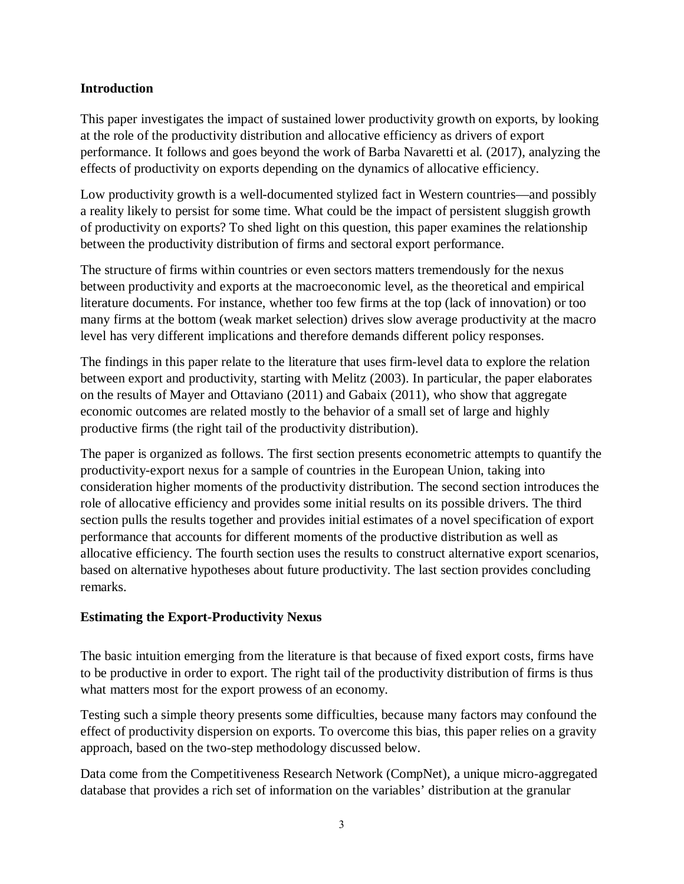## Introduction

This paper investigates the impact of sustained lower productivity growth on exports, by looking at the role of the productivity distribution and allocative efficiency as drivers of export performance. It follows and goes beyond the work of Barba Navaretti et al. (2017), analyzing the effects of productivity on exports depending on the dynamics of allocative efficiency.

Low productivity growth is a well-documented stylized fact in Western countries—and possibly a reality likely to persist for some time. What could be the impact of persistent sluggish growth of productivity on exports? To shed light on this question, this paper examines the relationship between the productivity distribution of firms and sectoral export performance.

The structure of firms within countries or even sectors matters tremendously for the nexus between productivity and exports at the macroeconomic level, as the theoretical and empirical literature documents. For instance, whether too few firms at the top (lack of innovation) or too many firms at the bottom (weak market selection) drives slow average productivity at the macro level has very different implications and therefore demands different policy responses.

The findings in this paper relate to the literature that uses firm-level data to explore the relation between export and productivity, starting with Melitz (2003). In particular, the paper elaborates on the results of Mayer and Ottaviano (2011) and Gabaix (2011), who show that aggregate economic outcomes are related mostly to the behavior of a small set of large and highly productive firms (the right tail of the productivity distribution).

The paper is organized as follows. The first section presents econometric attempts to quantify the productivity-export nexus for a sample of countries in the European Union, taking into consideration higher moments of the productivity distribution. The second section introduces the role of allocative efficiency and provides some initial results on its possible drivers. The third section pulls the results together and provides initial estimates of a novel specification of export performance that accounts for different moments of the productive distribution as well as allocative efficiency. The fourth section uses the results to construct alternative export scenarios, based on alternative hypotheses about future productivity. The last section provides concluding remarks.

## Estimating the Export-Productivity Nexus

The basic intuition emerging from the literature is that because of fixed export costs, firms have to be productive in order to export. The right tail of the productivity distribution of firms is thus what matters most for the export prowess of an economy.

Testing such a simple theory presents some difficulties, because many factors may confound the effect of productivity dispersion on exports. To overcome this bias, this paper relies on a gravity approach, based on the two-step methodology discussed below.

Data come from the Competitiveness Research Network (CompNet), a unique micro-aggregated database that provides a rich set of information on the variables' distribution at the granular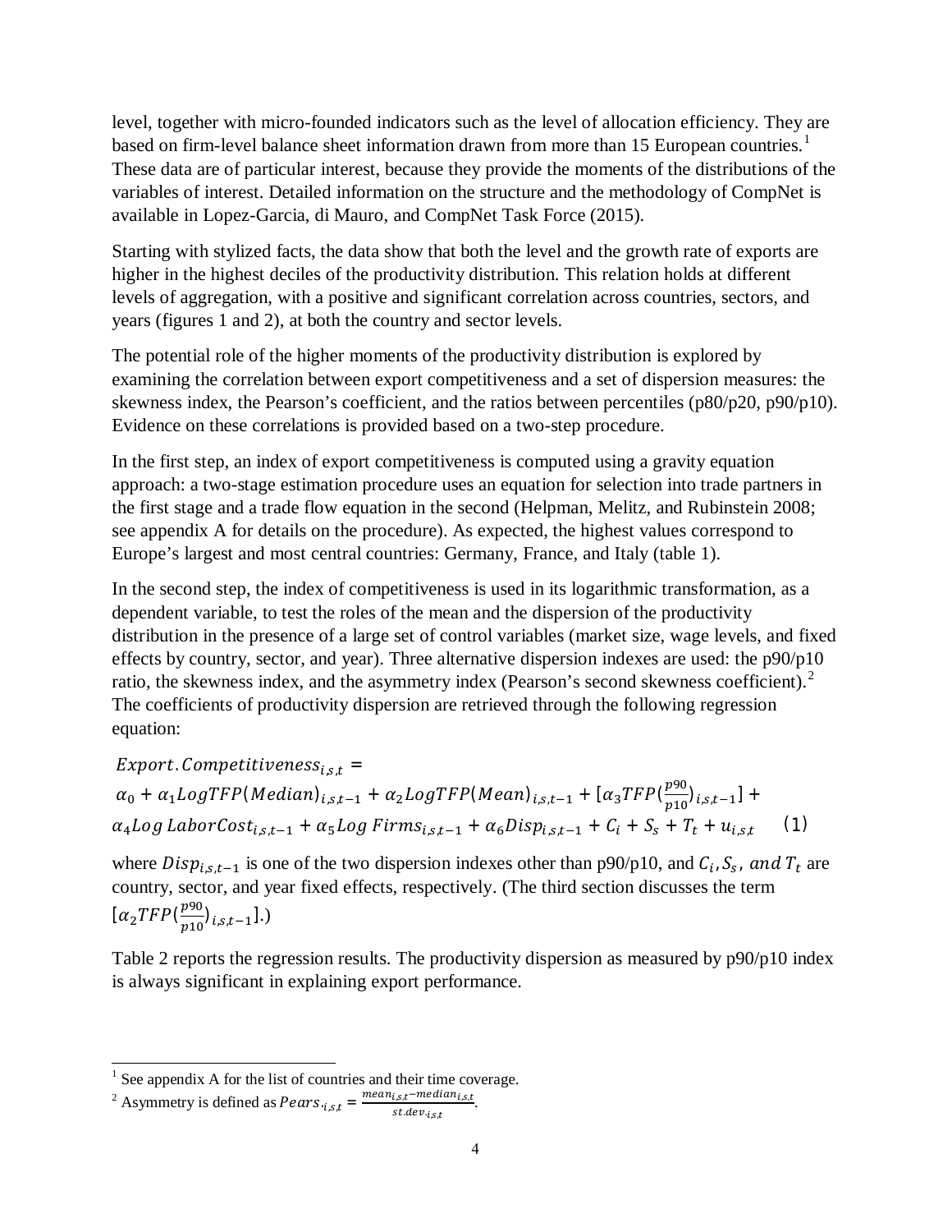level, together with micro-founded indicators such as the level of allocation efficiency. They are based on firm-level balance sheet information drawn from more than 15 European countries.[1] These data are of particular interest, because they provide the moments of the distributions of the variables of interest. Detailed information on the structure and the methodology of CompNet is available in Lopez-Garcia, di Mauro, and CompNet Task Force (2015).

Starting with stylized facts, the data show that both the level and the growth rate of exports are higher in the highest deciles of the productivity distribution. This relation holds at different levels of aggregation, with a positive and significant correlation across countries, sectors, and years (figures 1 and 2), at both the country and sector levels.

The potential role of the higher moments of the productivity distribution is explored by examining the correlation between export competitiveness and a set of dispersion measures: the skewness index, the Pearson's coefficient, and the ratios between percentiles (p80/p20, p90/p10). Evidence on these correlations is provided based on a two-step procedure.

In the first step, an index of export competitiveness is computed using a gravity equation approach: a two-stage estimation procedure uses an equation for selection into trade partners in the first stage and a trade flow equation in the second (Helpman, Melitz, and Rubinstein 2008; see appendix A for details on the procedure). As expected, the highest values correspond to Europe's largest and most central countries: Germany, France, and Italy (table 1).

In the second step, the index of competitiveness is used in its logarithmic transformation, as a dependent variable, to test the roles of the mean and the dispersion of the productivity distribution in the presence of a large set of control variables (market size, wage levels, and fixed effects by country, sector, and year). Three alternative dispersion indexes are used: the p90/p10 ratio, the skewness index, and the asymmetry index (Pearson's second skewness coefficient).[2] The coefficients of productivity dispersion are retrieved through the following regression equation:

$$
\begin{aligned}
&Export.Competitiveness_{i,s,t} = \\
&\alpha_0 + \alpha_1 LogTFP(Median)_{i,s,t-1} + \alpha_2 LogTFP(Mean)_{i,s,t-1} + [\alpha_3 TFP(\tfrac{p90}{p10})_{i,s,t-1}] + \\
&\alpha_4 Log\ LaborCost_{i,s,t-1} + \alpha_5 Log\ Firms_{i,s,t-1} + \alpha_6 Disp_{i,s,t-1} + C_i + S_s + T_t + u_{i,s,t} \qquad (1)
\end{aligned}
$$

where $Disp_{i,s,t-1}$ is one of the two dispersion indexes other than p90/p10, and $C_i, S_s,$ and $T_t$ are country, sector, and year fixed effects, respectively. (The third section discusses the term $[\alpha_2 TFP(\frac{p90}{p10})_{i,s,t-1}]$.)

Table 2 reports the regression results. The productivity dispersion as measured by p90/p10 index is always significant in explaining export performance.

[1] See appendix A for the list of countries and their time coverage.

[2] Asymmetry is defined as $Pears._{i,s,t} = \frac{mean_{i,s,t} - median_{i,s,t}}{st.dev._{i,s,t}}$.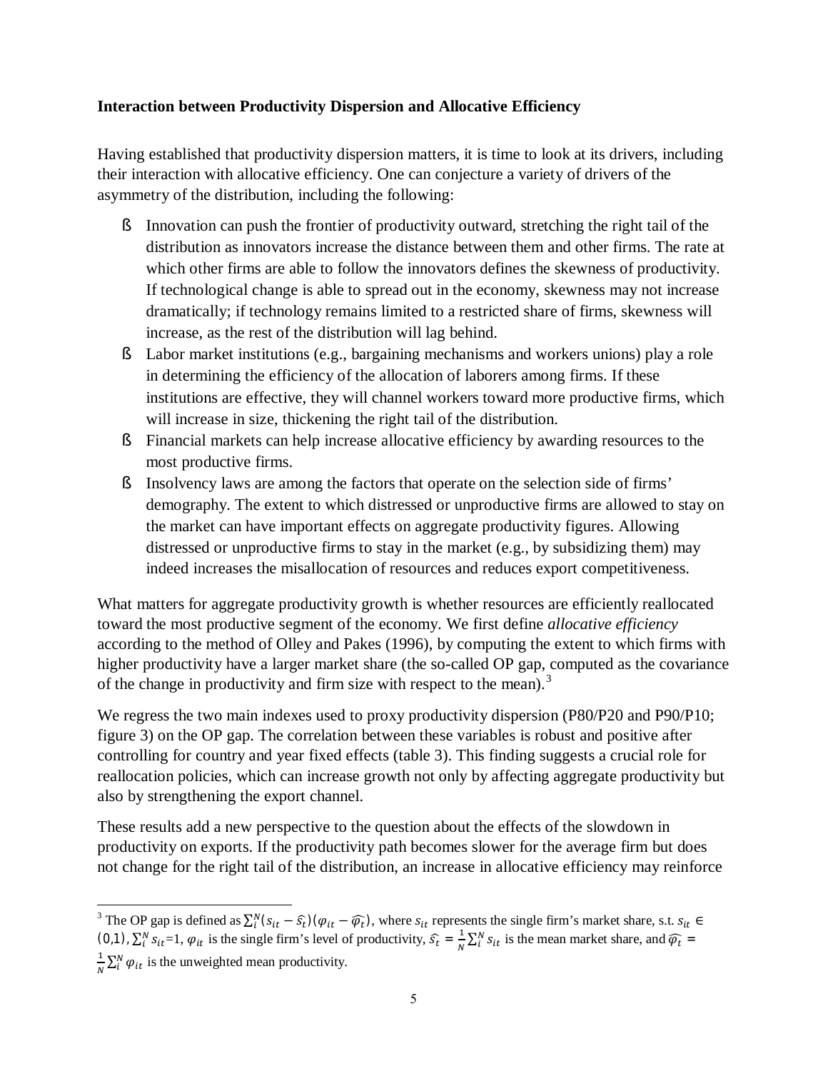**Interaction between Productivity Dispersion and Allocative Efficiency**

Having established that productivity dispersion matters, it is time to look at its drivers, including their interaction with allocative efficiency. One can conjecture a variety of drivers of the asymmetry of the distribution, including the following:

- Innovation can push the frontier of productivity outward, stretching the right tail of the distribution as innovators increase the distance between them and other firms. The rate at which other firms are able to follow the innovators defines the skewness of productivity. If technological change is able to spread out in the economy, skewness may not increase dramatically; if technology remains limited to a restricted share of firms, skewness will increase, as the rest of the distribution will lag behind.
- Labor market institutions (e.g., bargaining mechanisms and workers unions) play a role in determining the efficiency of the allocation of laborers among firms. If these institutions are effective, they will channel workers toward more productive firms, which will increase in size, thickening the right tail of the distribution.
- Financial markets can help increase allocative efficiency by awarding resources to the most productive firms.
- Insolvency laws are among the factors that operate on the selection side of firms' demography. The extent to which distressed or unproductive firms are allowed to stay on the market can have important effects on aggregate productivity figures. Allowing distressed or unproductive firms to stay in the market (e.g., by subsidizing them) may indeed increases the misallocation of resources and reduces export competitiveness.

What matters for aggregate productivity growth is whether resources are efficiently reallocated toward the most productive segment of the economy. We first define *allocative efficiency* according to the method of Olley and Pakes (1996), by computing the extent to which firms with higher productivity have a larger market share (the so-called OP gap, computed as the covariance of the change in productivity and firm size with respect to the mean).[3]

We regress the two main indexes used to proxy productivity dispersion (P80/P20 and P90/P10; figure 3) on the OP gap. The correlation between these variables is robust and positive after controlling for country and year fixed effects (table 3). This finding suggests a crucial role for reallocation policies, which can increase growth not only by affecting aggregate productivity but also by strengthening the export channel.

These results add a new perspective to the question about the effects of the slowdown in productivity on exports. If the productivity path becomes slower for the average firm but does not change for the right tail of the distribution, an increase in allocative efficiency may reinforce

[3] The OP gap is defined as $\sum_i^N (s_{it} - \widehat{s_t})(\varphi_{it} - \widehat{\varphi_t})$, where $s_{it}$ represents the single firm's market share, s.t. $s_{it} \in (0,1)$, $\sum_i^N s_{it}=1$, $\varphi_{it}$ is the single firm's level of productivity, $\widehat{s_t} = \frac{1}{N}\sum_i^N s_{it}$ is the mean market share, and $\widehat{\varphi_t} = \frac{1}{N}\sum_i^N \varphi_{it}$ is the unweighted mean productivity.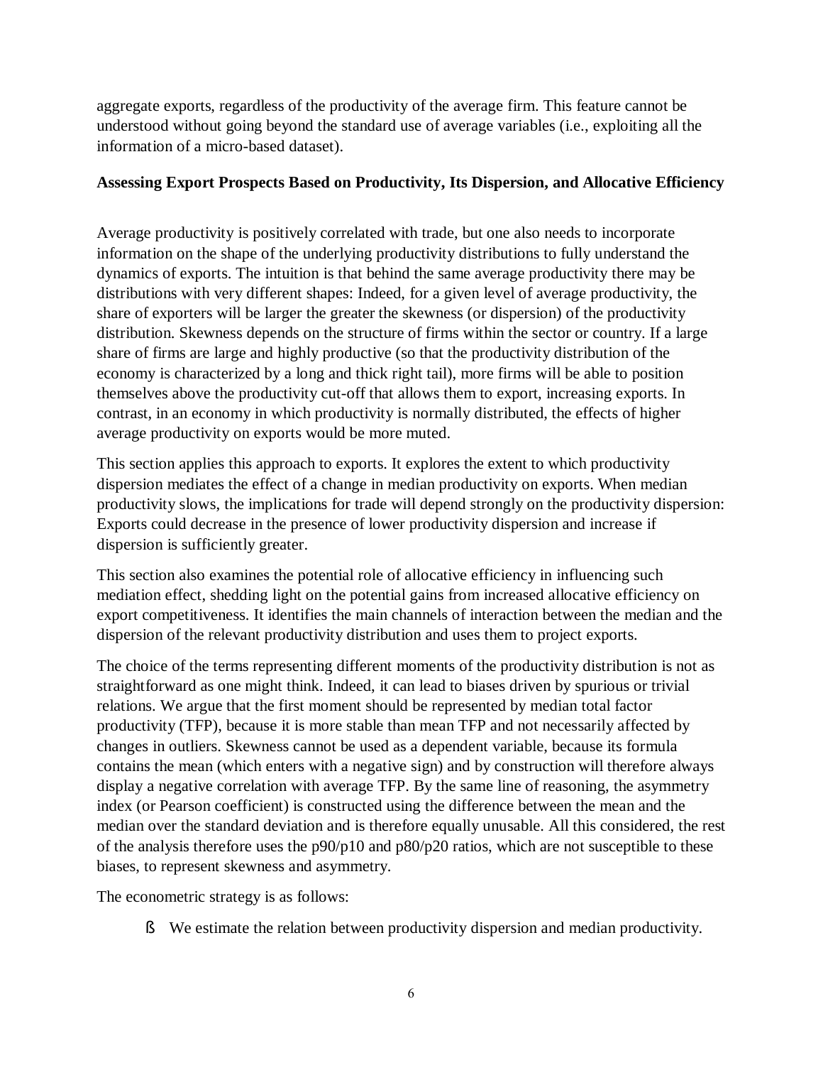aggregate exports, regardless of the productivity of the average firm. This feature cannot be understood without going beyond the standard use of average variables (i.e., exploiting all the information of a micro-based dataset).

**Assessing Export Prospects Based on Productivity, Its Dispersion, and Allocative Efficiency**

Average productivity is positively correlated with trade, but one also needs to incorporate information on the shape of the underlying productivity distributions to fully understand the dynamics of exports. The intuition is that behind the same average productivity there may be distributions with very different shapes: Indeed, for a given level of average productivity, the share of exporters will be larger the greater the skewness (or dispersion) of the productivity distribution. Skewness depends on the structure of firms within the sector or country. If a large share of firms are large and highly productive (so that the productivity distribution of the economy is characterized by a long and thick right tail), more firms will be able to position themselves above the productivity cut-off that allows them to export, increasing exports. In contrast, in an economy in which productivity is normally distributed, the effects of higher average productivity on exports would be more muted.

This section applies this approach to exports. It explores the extent to which productivity dispersion mediates the effect of a change in median productivity on exports. When median productivity slows, the implications for trade will depend strongly on the productivity dispersion: Exports could decrease in the presence of lower productivity dispersion and increase if dispersion is sufficiently greater.

This section also examines the potential role of allocative efficiency in influencing such mediation effect, shedding light on the potential gains from increased allocative efficiency on export competitiveness. It identifies the main channels of interaction between the median and the dispersion of the relevant productivity distribution and uses them to project exports.

The choice of the terms representing different moments of the productivity distribution is not as straightforward as one might think. Indeed, it can lead to biases driven by spurious or trivial relations. We argue that the first moment should be represented by median total factor productivity (TFP), because it is more stable than mean TFP and not necessarily affected by changes in outliers. Skewness cannot be used as a dependent variable, because its formula contains the mean (which enters with a negative sign) and by construction will therefore always display a negative correlation with average TFP. By the same line of reasoning, the asymmetry index (or Pearson coefficient) is constructed using the difference between the mean and the median over the standard deviation and is therefore equally unusable. All this considered, the rest of the analysis therefore uses the p90/p10 and p80/p20 ratios, which are not susceptible to these biases, to represent skewness and asymmetry.

The econometric strategy is as follows:

- We estimate the relation between productivity dispersion and median productivity.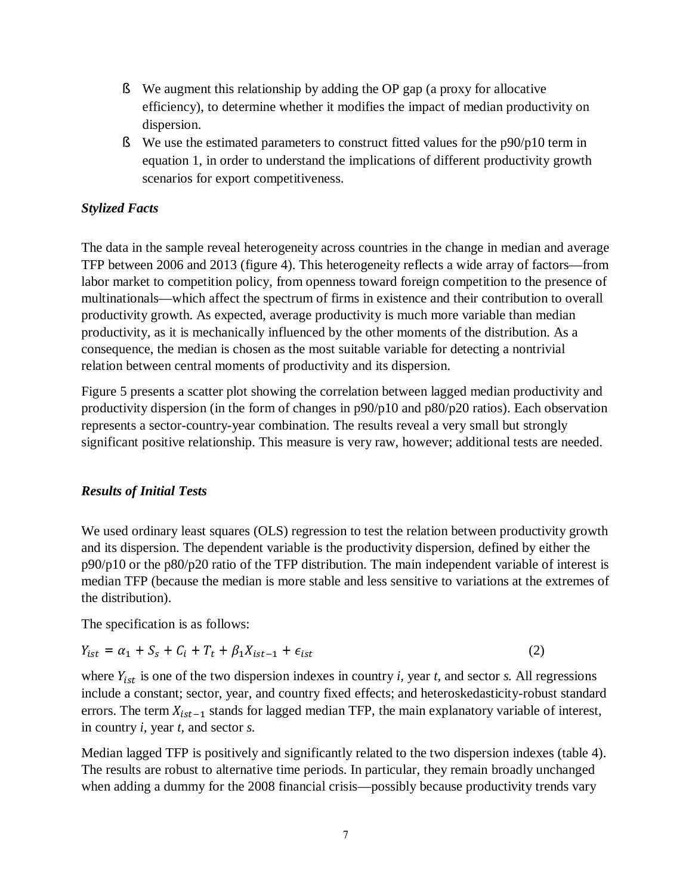- We augment this relationship by adding the OP gap (a proxy for allocative efficiency), to determine whether it modifies the impact of median productivity on dispersion.
- We use the estimated parameters to construct fitted values for the p90/p10 term in equation 1, in order to understand the implications of different productivity growth scenarios for export competitiveness.

### *Stylized Facts*

The data in the sample reveal heterogeneity across countries in the change in median and average TFP between 2006 and 2013 (figure 4). This heterogeneity reflects a wide array of factors—from labor market to competition policy, from openness toward foreign competition to the presence of multinationals—which affect the spectrum of firms in existence and their contribution to overall productivity growth. As expected, average productivity is much more variable than median productivity, as it is mechanically influenced by the other moments of the distribution. As a consequence, the median is chosen as the most suitable variable for detecting a nontrivial relation between central moments of productivity and its dispersion.

Figure 5 presents a scatter plot showing the correlation between lagged median productivity and productivity dispersion (in the form of changes in p90/p10 and p80/p20 ratios). Each observation represents a sector-country-year combination. The results reveal a very small but strongly significant positive relationship. This measure is very raw, however; additional tests are needed.

### *Results of Initial Tests*

We used ordinary least squares (OLS) regression to test the relation between productivity growth and its dispersion. The dependent variable is the productivity dispersion, defined by either the p90/p10 or the p80/p20 ratio of the TFP distribution. The main independent variable of interest is median TFP (because the median is more stable and less sensitive to variations at the extremes of the distribution).

The specification is as follows:

$$Y_{ist} = \alpha_1 + S_s + C_i + T_t + \beta_1 X_{ist-1} + \epsilon_{ist} \qquad (2)$$

where $Y_{ist}$ is one of the two dispersion indexes in country *i*, year *t*, and sector *s*. All regressions include a constant; sector, year, and country fixed effects; and heteroskedasticity-robust standard errors. The term $X_{ist-1}$ stands for lagged median TFP, the main explanatory variable of interest, in country *i*, year *t*, and sector *s*.

Median lagged TFP is positively and significantly related to the two dispersion indexes (table 4). The results are robust to alternative time periods. In particular, they remain broadly unchanged when adding a dummy for the 2008 financial crisis—possibly because productivity trends vary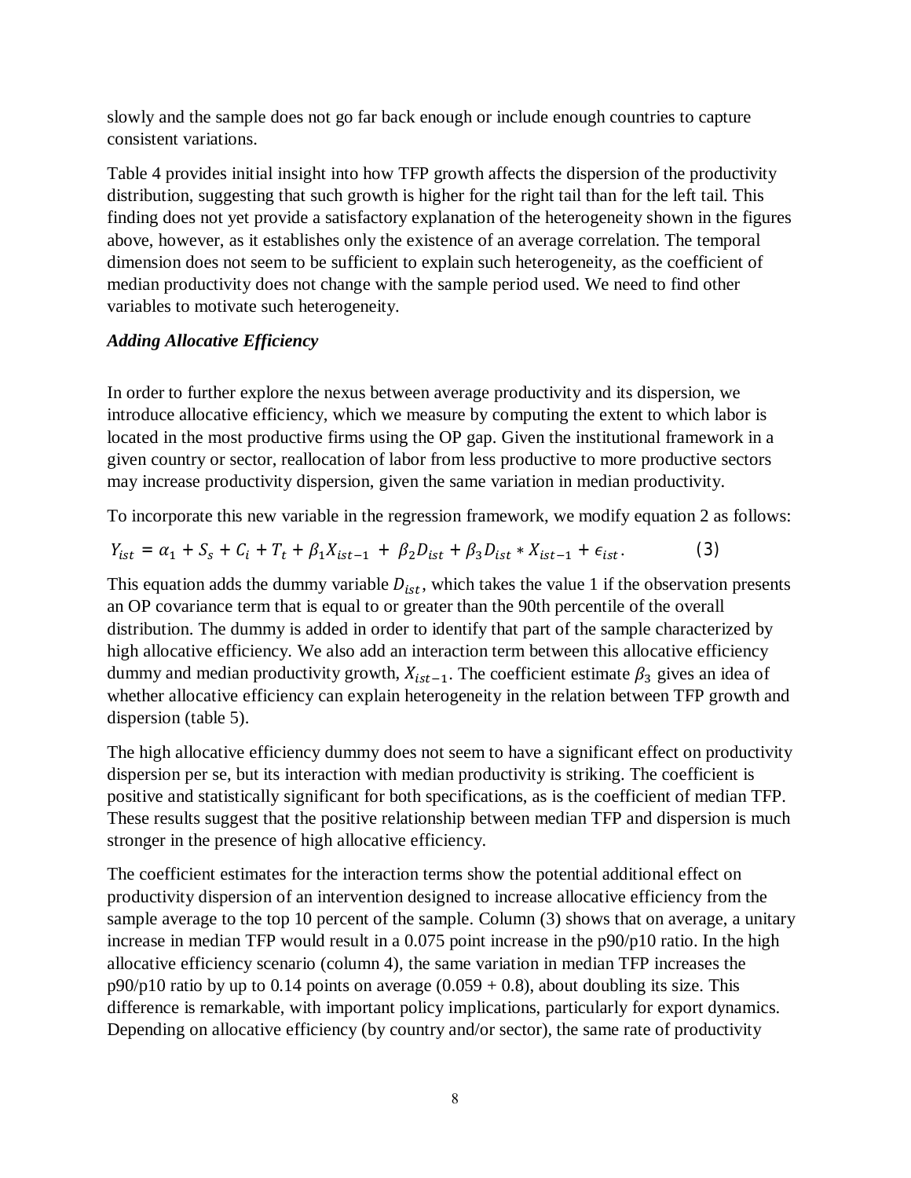slowly and the sample does not go far back enough or include enough countries to capture consistent variations.

Table 4 provides initial insight into how TFP growth affects the dispersion of the productivity distribution, suggesting that such growth is higher for the right tail than for the left tail. This finding does not yet provide a satisfactory explanation of the heterogeneity shown in the figures above, however, as it establishes only the existence of an average correlation. The temporal dimension does not seem to be sufficient to explain such heterogeneity, as the coefficient of median productivity does not change with the sample period used. We need to find other variables to motivate such heterogeneity.

***Adding Allocative Efficiency***

In order to further explore the nexus between average productivity and its dispersion, we introduce allocative efficiency, which we measure by computing the extent to which labor is located in the most productive firms using the OP gap. Given the institutional framework in a given country or sector, reallocation of labor from less productive to more productive sectors may increase productivity dispersion, given the same variation in median productivity.

To incorporate this new variable in the regression framework, we modify equation 2 as follows:

$$Y_{ist} = \alpha_1 + S_s + C_i + T_t + \beta_1 X_{ist-1} + \beta_2 D_{ist} + \beta_3 D_{ist} * X_{ist-1} + \epsilon_{ist}. \qquad (3)$$

This equation adds the dummy variable $D_{ist}$, which takes the value 1 if the observation presents an OP covariance term that is equal to or greater than the 90th percentile of the overall distribution. The dummy is added in order to identify that part of the sample characterized by high allocative efficiency. We also add an interaction term between this allocative efficiency dummy and median productivity growth, $X_{ist-1}$. The coefficient estimate $\beta_3$ gives an idea of whether allocative efficiency can explain heterogeneity in the relation between TFP growth and dispersion (table 5).

The high allocative efficiency dummy does not seem to have a significant effect on productivity dispersion per se, but its interaction with median productivity is striking. The coefficient is positive and statistically significant for both specifications, as is the coefficient of median TFP. These results suggest that the positive relationship between median TFP and dispersion is much stronger in the presence of high allocative efficiency.

The coefficient estimates for the interaction terms show the potential additional effect on productivity dispersion of an intervention designed to increase allocative efficiency from the sample average to the top 10 percent of the sample. Column (3) shows that on average, a unitary increase in median TFP would result in a 0.075 point increase in the p90/p10 ratio. In the high allocative efficiency scenario (column 4), the same variation in median TFP increases the p90/p10 ratio by up to 0.14 points on average (0.059 + 0.8), about doubling its size. This difference is remarkable, with important policy implications, particularly for export dynamics. Depending on allocative efficiency (by country and/or sector), the same rate of productivity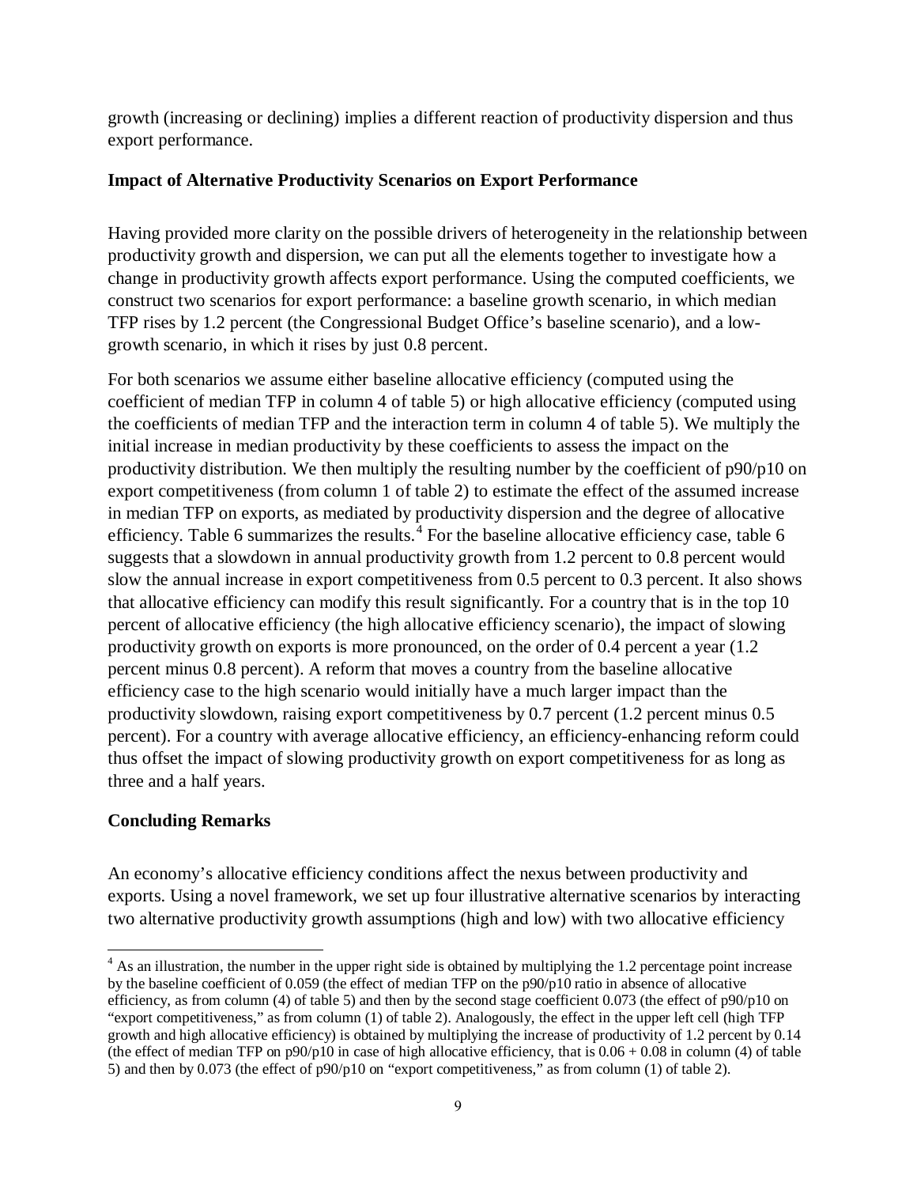growth (increasing or declining) implies a different reaction of productivity dispersion and thus export performance.

### Impact of Alternative Productivity Scenarios on Export Performance

Having provided more clarity on the possible drivers of heterogeneity in the relationship between productivity growth and dispersion, we can put all the elements together to investigate how a change in productivity growth affects export performance. Using the computed coefficients, we construct two scenarios for export performance: a baseline growth scenario, in which median TFP rises by 1.2 percent (the Congressional Budget Office's baseline scenario), and a low-growth scenario, in which it rises by just 0.8 percent.

For both scenarios we assume either baseline allocative efficiency (computed using the coefficient of median TFP in column 4 of table 5) or high allocative efficiency (computed using the coefficients of median TFP and the interaction term in column 4 of table 5). We multiply the initial increase in median productivity by these coefficients to assess the impact on the productivity distribution. We then multiply the resulting number by the coefficient of p90/p10 on export competitiveness (from column 1 of table 2) to estimate the effect of the assumed increase in median TFP on exports, as mediated by productivity dispersion and the degree of allocative efficiency. Table 6 summarizes the results.[4] For the baseline allocative efficiency case, table 6 suggests that a slowdown in annual productivity growth from 1.2 percent to 0.8 percent would slow the annual increase in export competitiveness from 0.5 percent to 0.3 percent. It also shows that allocative efficiency can modify this result significantly. For a country that is in the top 10 percent of allocative efficiency (the high allocative efficiency scenario), the impact of slowing productivity growth on exports is more pronounced, on the order of 0.4 percent a year (1.2 percent minus 0.8 percent). A reform that moves a country from the baseline allocative efficiency case to the high scenario would initially have a much larger impact than the productivity slowdown, raising export competitiveness by 0.7 percent (1.2 percent minus 0.5 percent). For a country with average allocative efficiency, an efficiency-enhancing reform could thus offset the impact of slowing productivity growth on export competitiveness for as long as three and a half years.

### Concluding Remarks

An economy's allocative efficiency conditions affect the nexus between productivity and exports. Using a novel framework, we set up four illustrative alternative scenarios by interacting two alternative productivity growth assumptions (high and low) with two allocative efficiency

---

[4] As an illustration, the number in the upper right side is obtained by multiplying the 1.2 percentage point increase by the baseline coefficient of 0.059 (the effect of median TFP on the p90/p10 ratio in absence of allocative efficiency, as from column (4) of table 5) and then by the second stage coefficient 0.073 (the effect of p90/p10 on "export competitiveness," as from column (1) of table 2). Analogously, the effect in the upper left cell (high TFP growth and high allocative efficiency) is obtained by multiplying the increase of productivity of 1.2 percent by 0.14 (the effect of median TFP on p90/p10 in case of high allocative efficiency, that is 0.06 + 0.08 in column (4) of table 5) and then by 0.073 (the effect of p90/p10 on "export competitiveness," as from column (1) of table 2).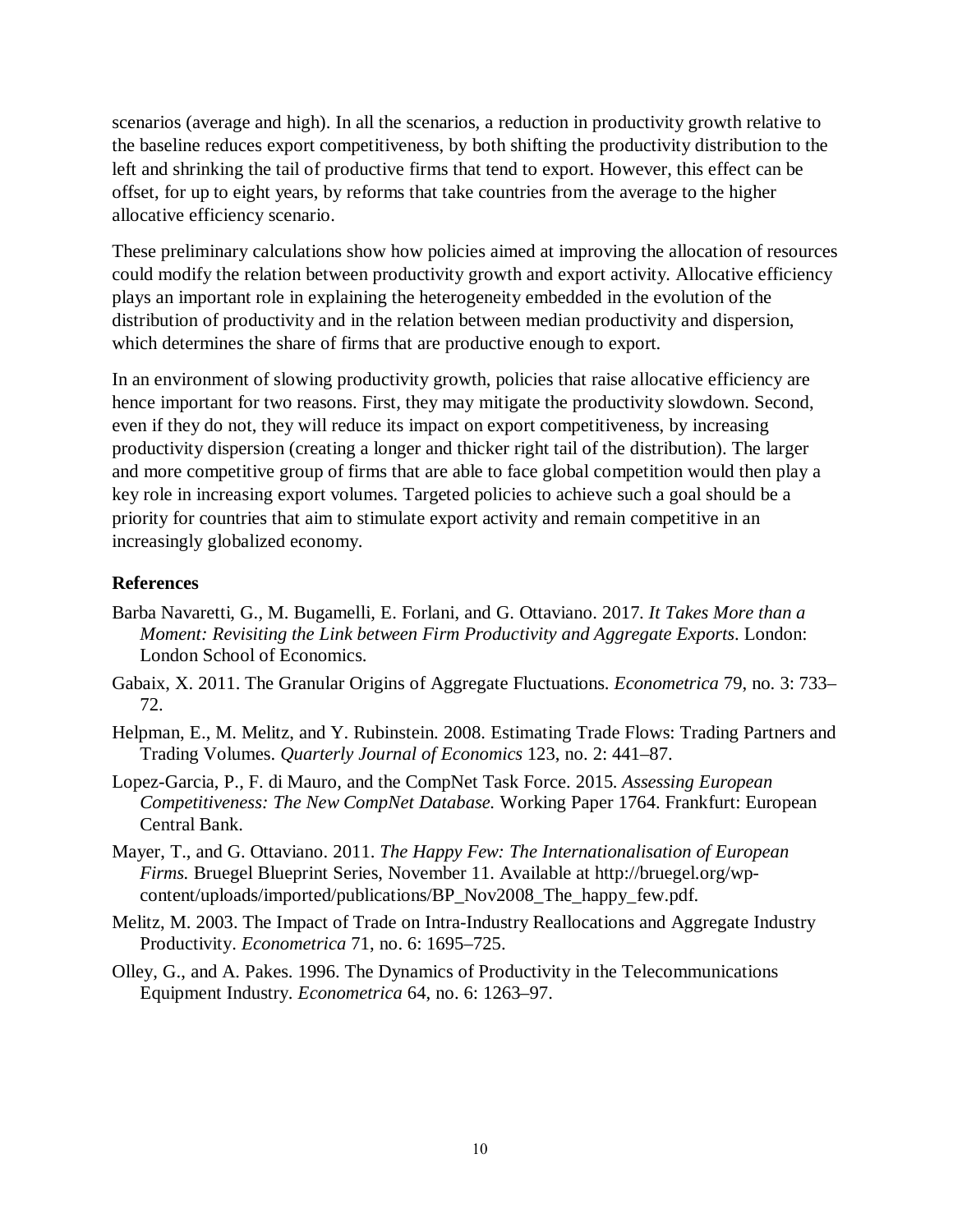scenarios (average and high). In all the scenarios, a reduction in productivity growth relative to the baseline reduces export competitiveness, by both shifting the productivity distribution to the left and shrinking the tail of productive firms that tend to export. However, this effect can be offset, for up to eight years, by reforms that take countries from the average to the higher allocative efficiency scenario.

These preliminary calculations show how policies aimed at improving the allocation of resources could modify the relation between productivity growth and export activity. Allocative efficiency plays an important role in explaining the heterogeneity embedded in the evolution of the distribution of productivity and in the relation between median productivity and dispersion, which determines the share of firms that are productive enough to export.

In an environment of slowing productivity growth, policies that raise allocative efficiency are hence important for two reasons. First, they may mitigate the productivity slowdown. Second, even if they do not, they will reduce its impact on export competitiveness, by increasing productivity dispersion (creating a longer and thicker right tail of the distribution). The larger and more competitive group of firms that are able to face global competition would then play a key role in increasing export volumes. Targeted policies to achieve such a goal should be a priority for countries that aim to stimulate export activity and remain competitive in an increasingly globalized economy.

**References**

Barba Navaretti, G., M. Bugamelli, E. Forlani, and G. Ottaviano. 2017. *It Takes More than a Moment: Revisiting the Link between Firm Productivity and Aggregate Exports*. London: London School of Economics.

Gabaix, X. 2011. The Granular Origins of Aggregate Fluctuations. *Econometrica* 79, no. 3: 733–72.

Helpman, E., M. Melitz, and Y. Rubinstein. 2008. Estimating Trade Flows: Trading Partners and Trading Volumes. *Quarterly Journal of Economics* 123, no. 2: 441–87.

Lopez-Garcia, P., F. di Mauro, and the CompNet Task Force. 2015. *Assessing European Competitiveness: The New CompNet Database.* Working Paper 1764. Frankfurt: European Central Bank.

Mayer, T., and G. Ottaviano. 2011. *The Happy Few: The Internationalisation of European Firms.* Bruegel Blueprint Series, November 11. Available at http://bruegel.org/wp-content/uploads/imported/publications/BP_Nov2008_The_happy_few.pdf.

Melitz, M. 2003. The Impact of Trade on Intra-Industry Reallocations and Aggregate Industry Productivity. *Econometrica* 71, no. 6: 1695–725.

Olley, G., and A. Pakes. 1996. The Dynamics of Productivity in the Telecommunications Equipment Industry. *Econometrica* 64, no. 6: 1263–97.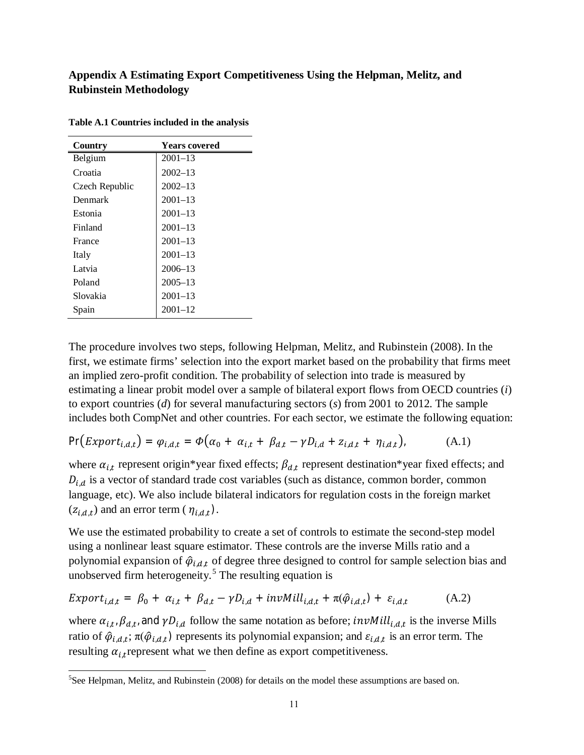## Appendix A Estimating Export Competitiveness Using the Helpman, Melitz, and Rubinstein Methodology

**Table A.1 Countries included in the analysis**

| Country | Years covered |
|---|---|
| Belgium | 2001–13 |
| Croatia | 2002–13 |
| Czech Republic | 2002–13 |
| Denmark | 2001–13 |
| Estonia | 2001–13 |
| Finland | 2001–13 |
| France | 2001–13 |
| Italy | 2001–13 |
| Latvia | 2006–13 |
| Poland | 2005–13 |
| Slovakia | 2001–13 |
| Spain | 2001–12 |

The procedure involves two steps, following Helpman, Melitz, and Rubinstein (2008). In the first, we estimate firms' selection into the export market based on the probability that firms meet an implied zero-profit condition. The probability of selection into trade is measured by estimating a linear probit model over a sample of bilateral export flows from OECD countries (*i*) to export countries (*d*) for several manufacturing sectors (*s*) from 2001 to 2012. The sample includes both CompNet and other countries. For each sector, we estimate the following equation:

$$\Pr\left(Export_{i,d,t}\right) = \varphi_{i,d,t} = \Phi\left(\alpha_0 + \alpha_{i,t} + \beta_{d,t} - \gamma D_{i,d} + z_{i,d,t} + \eta_{i,d,t}\right), \qquad \text{(A.1)}$$

where $\alpha_{i,t}$ represent origin*year fixed effects; $\beta_{d,t}$ represent destination*year fixed effects; and $D_{i,d}$ is a vector of standard trade cost variables (such as distance, common border, common language, etc). We also include bilateral indicators for regulation costs in the foreign market ($z_{i,d,t}$) and an error term ( $\eta_{i,d,t}$).

We use the estimated probability to create a set of controls to estimate the second-step model using a nonlinear least square estimator. These controls are the inverse Mills ratio and a polynomial expansion of $\hat{\varphi}_{i,d,t}$ of degree three designed to control for sample selection bias and unobserved firm heterogeneity.[5] The resulting equation is

$$Export_{i,d,t} = \beta_0 + \alpha_{i,t} + \beta_{d,t} - \gamma D_{i,d} + invMill_{i,d,t} + \pi(\hat{\varphi}_{i,d,t}) + \varepsilon_{i,d,t} \qquad \text{(A.2)}$$

where $\alpha_{i,t}, \beta_{d,t}$, and $\gamma D_{i,d}$ follow the same notation as before; $invMill_{i,d,t}$ is the inverse Mills ratio of $\hat{\varphi}_{i,d,t}$; $\pi(\hat{\varphi}_{i,d,t})$ represents its polynomial expansion; and $\varepsilon_{i,d,t}$ is an error term. The resulting $\alpha_{i,t}$ represent what we then define as export competitiveness.

[5] See Helpman, Melitz, and Rubinstein (2008) for details on the model these assumptions are based on.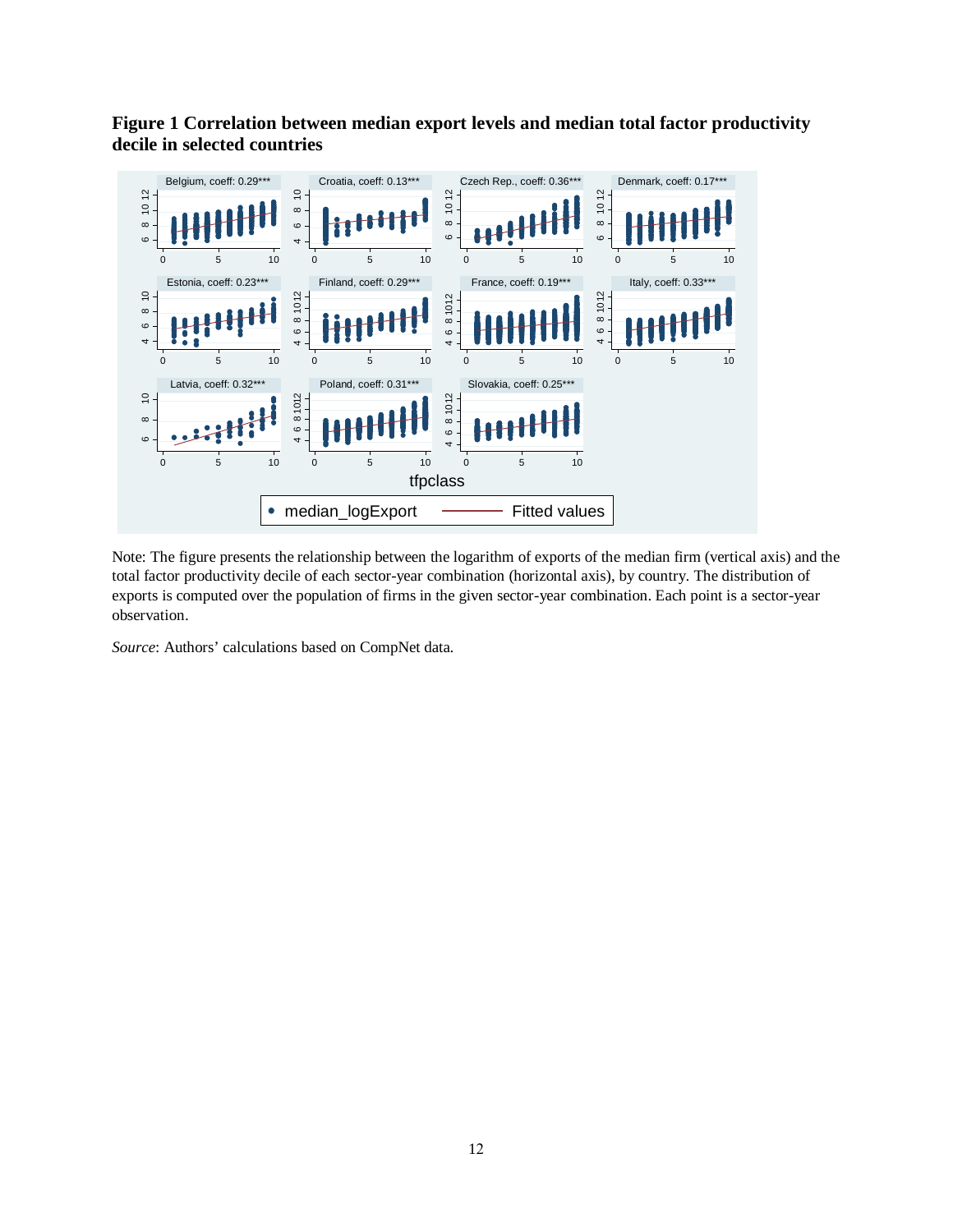**Figure 1 Correlation between median export levels and median total factor productivity decile in selected countries**

Note: The figure presents the relationship between the logarithm of exports of the median firm (vertical axis) and the total factor productivity decile of each sector-year combination (horizontal axis), by country. The distribution of exports is computed over the population of firms in the given sector-year combination. Each point is a sector-year observation.

*Source*: Authors' calculations based on CompNet data.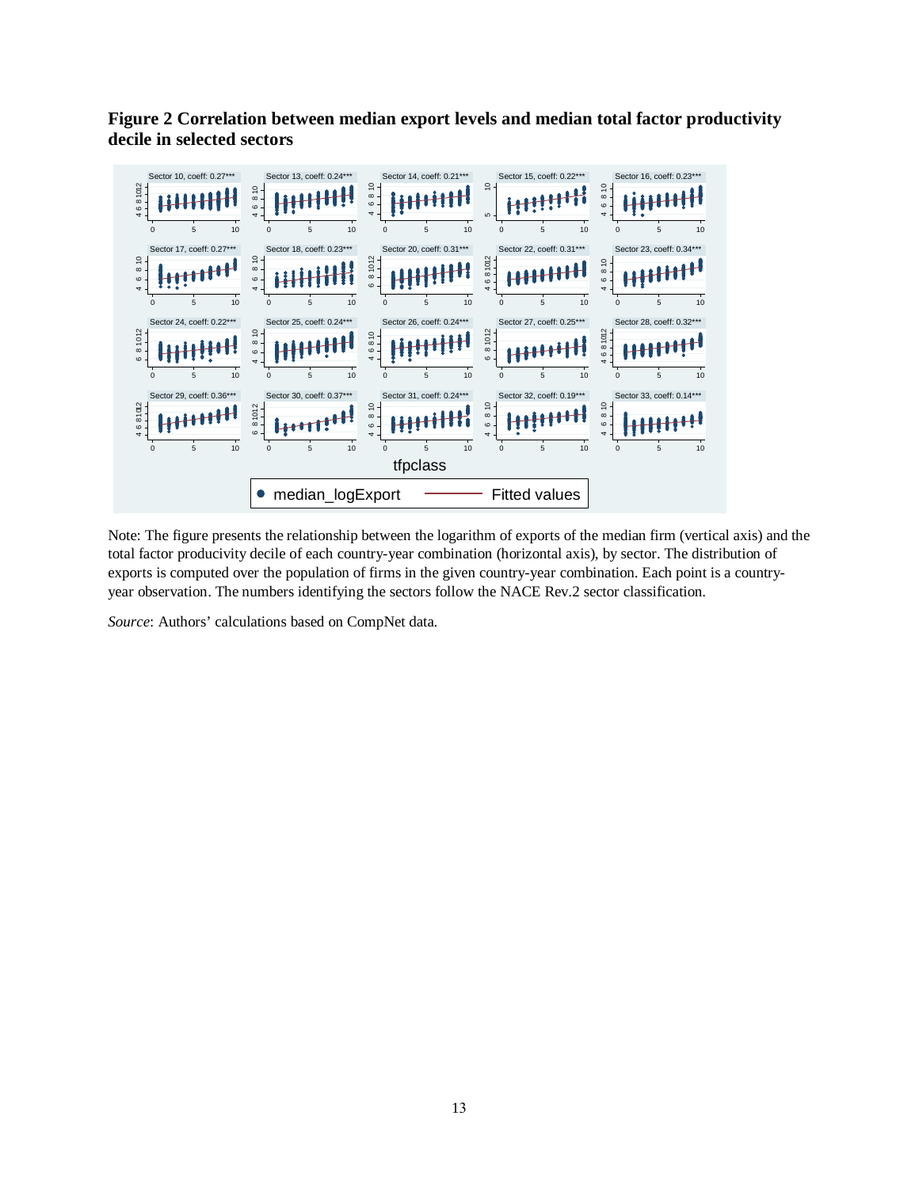**Figure 2 Correlation between median export levels and median total factor productivity decile in selected sectors**

Note: The figure presents the relationship between the logarithm of exports of the median firm (vertical axis) and the total factor producivity decile of each country-year combination (horizontal axis), by sector. The distribution of exports is computed over the population of firms in the given country-year combination. Each point is a country-year observation. The numbers identifying the sectors follow the NACE Rev.2 sector classification.

*Source*: Authors' calculations based on CompNet data.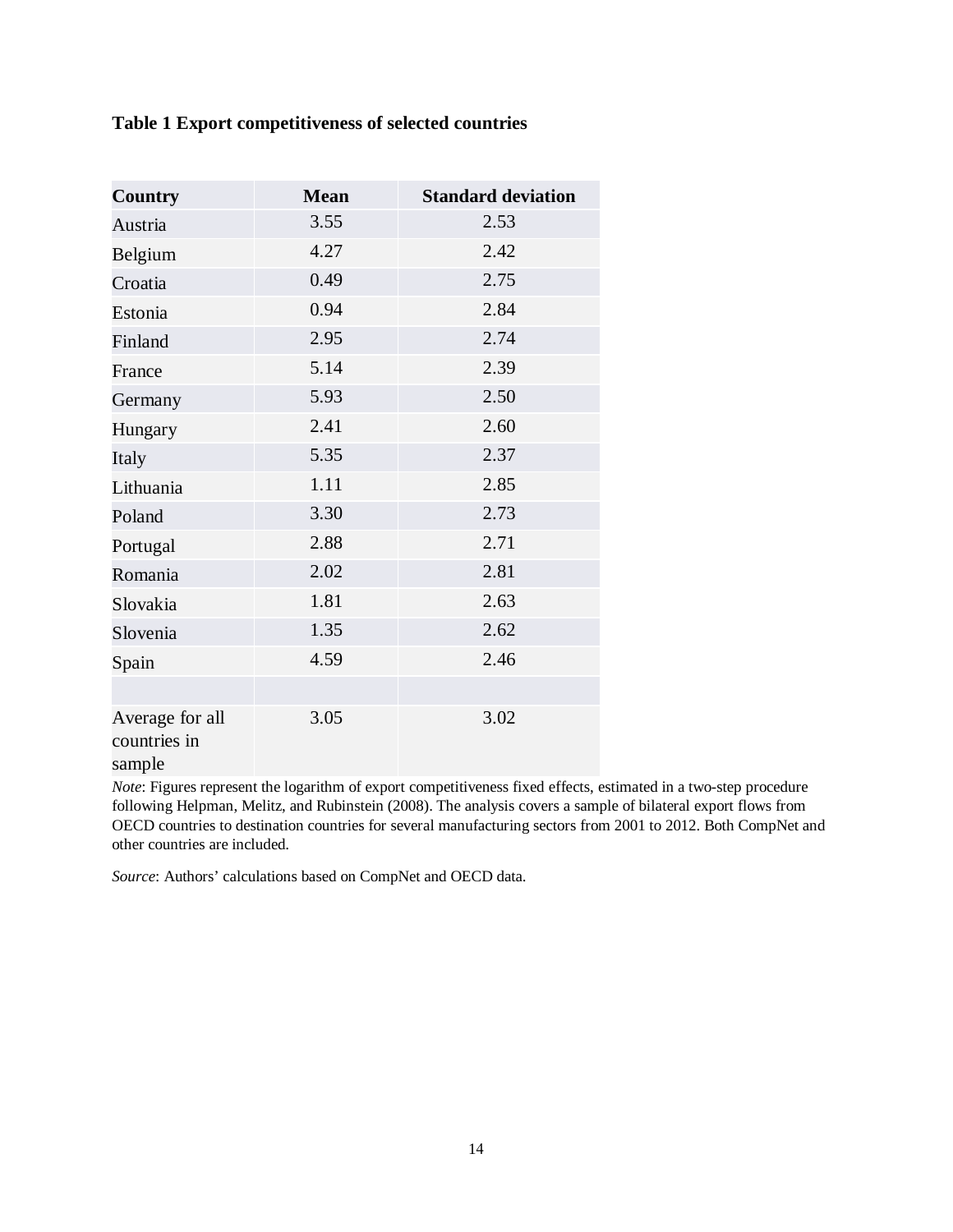**Table 1 Export competitiveness of selected countries**

| Country | Mean | Standard deviation |
|---|---|---|
| Austria | 3.55 | 2.53 |
| Belgium | 4.27 | 2.42 |
| Croatia | 0.49 | 2.75 |
| Estonia | 0.94 | 2.84 |
| Finland | 2.95 | 2.74 |
| France | 5.14 | 2.39 |
| Germany | 5.93 | 2.50 |
| Hungary | 2.41 | 2.60 |
| Italy | 5.35 | 2.37 |
| Lithuania | 1.11 | 2.85 |
| Poland | 3.30 | 2.73 |
| Portugal | 2.88 | 2.71 |
| Romania | 2.02 | 2.81 |
| Slovakia | 1.81 | 2.63 |
| Slovenia | 1.35 | 2.62 |
| Spain | 4.59 | 2.46 |
| | | |
| Average for all countries in sample | 3.05 | 3.02 |

*Note*: Figures represent the logarithm of export competitiveness fixed effects, estimated in a two-step procedure following Helpman, Melitz, and Rubinstein (2008). The analysis covers a sample of bilateral export flows from OECD countries to destination countries for several manufacturing sectors from 2001 to 2012. Both CompNet and other countries are included.

*Source*: Authors' calculations based on CompNet and OECD data.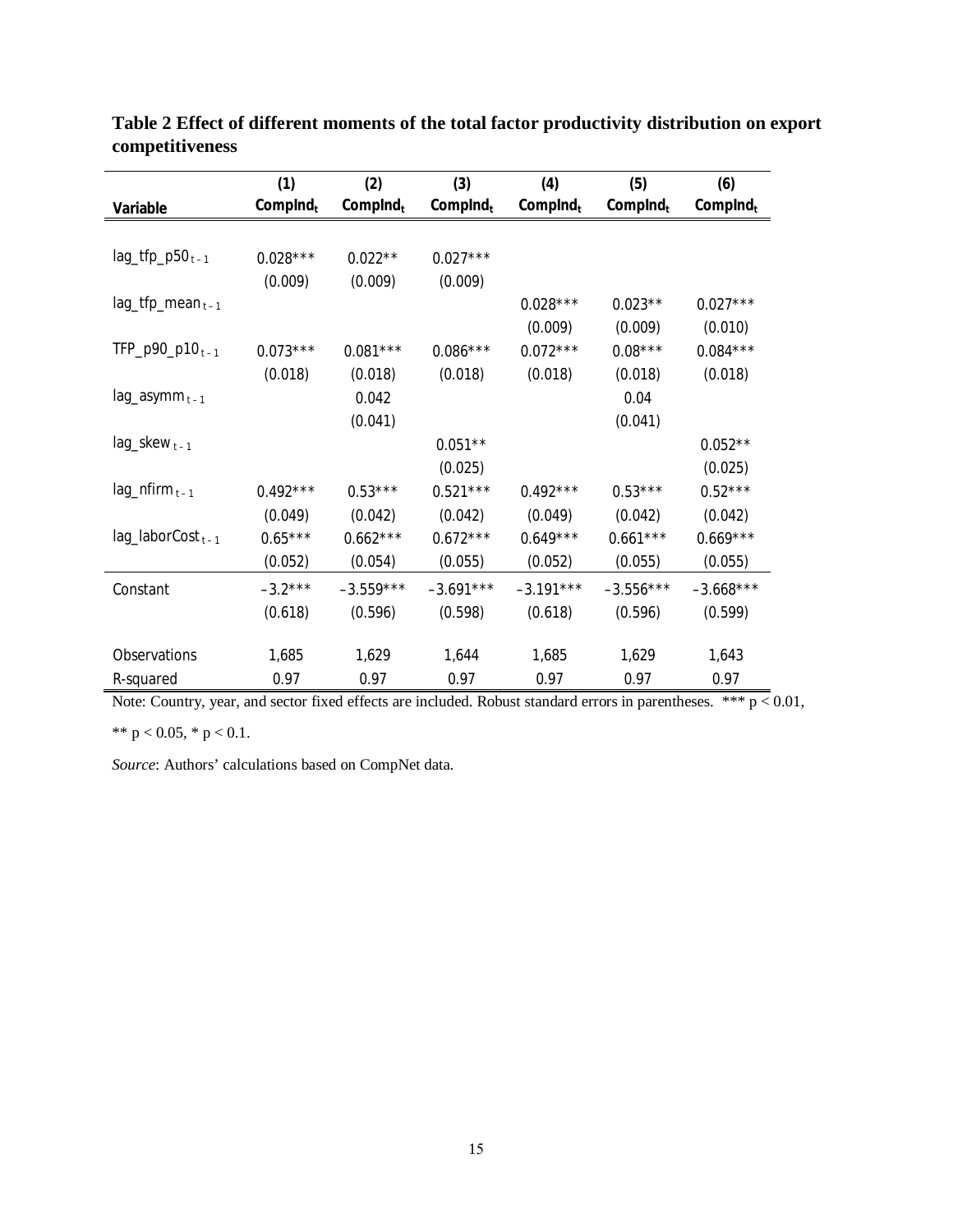**Table 2 Effect of different moments of the total factor productivity distribution on export competitiveness**

| Variable | (1) $CompInd_t$ | (2) $CompInd_t$ | (3) $CompInd_t$ | (4) $CompInd_t$ | (5) $CompInd_t$ | (6) $CompInd_t$ |
|---|---|---|---|---|---|---|
| lag_tfp_p50 $_{t-1}$ | 0.028*** | 0.022** | 0.027*** | | | |
| | (0.009) | (0.009) | (0.009) | | | |
| lag_tfp_mean $_{t-1}$ | | | | 0.028*** | 0.023** | 0.027*** |
| | | | | (0.009) | (0.009) | (0.010) |
| TFP_p90_p10 $_{t-1}$ | 0.073*** | 0.081*** | 0.086*** | 0.072*** | 0.08*** | 0.084*** |
| | (0.018) | (0.018) | (0.018) | (0.018) | (0.018) | (0.018) |
| lag_asymm $_{t-1}$ | | 0.042 | | | 0.04 | |
| | | (0.041) | | | (0.041) | |
| lag_skew $_{t-1}$ | | | 0.051** | | | 0.052** |
| | | | (0.025) | | | (0.025) |
| lag_nfirm $_{t-1}$ | 0.492*** | 0.53*** | 0.521*** | 0.492*** | 0.53*** | 0.52*** |
| | (0.049) | (0.042) | (0.042) | (0.049) | (0.042) | (0.042) |
| lag_laborCost $_{t-1}$ | 0.65*** | 0.662*** | 0.672*** | 0.649*** | 0.661*** | 0.669*** |
| | (0.052) | (0.054) | (0.055) | (0.052) | (0.055) | (0.055) |
| Constant | −3.2*** | −3.559*** | −3.691*** | −3.191*** | −3.556*** | −3.668*** |
| | (0.618) | (0.596) | (0.598) | (0.618) | (0.596) | (0.599) |
| Observations | 1,685 | 1,629 | 1,644 | 1,685 | 1,629 | 1,643 |
| R-squared | 0.97 | 0.97 | 0.97 | 0.97 | 0.97 | 0.97 |

Note: Country, year, and sector fixed effects are included. Robust standard errors in parentheses. *** $p < 0.01$, ** $p < 0.05$, * $p < 0.1$.

*Source*: Authors' calculations based on CompNet data.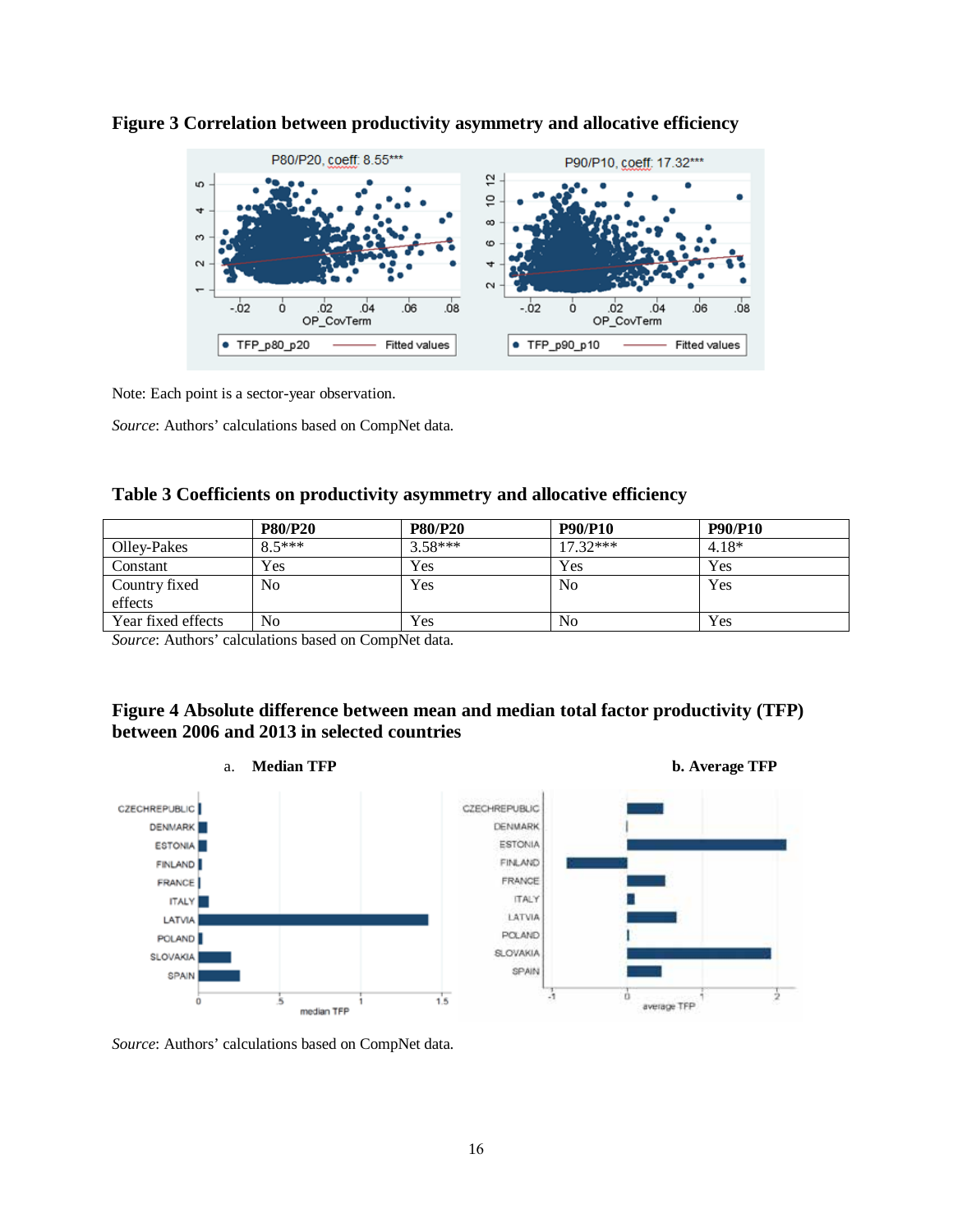**Figure 3 Correlation between productivity asymmetry and allocative efficiency**

Note: Each point is a sector-year observation.

*Source*: Authors' calculations based on CompNet data.

**Table 3 Coefficients on productivity asymmetry and allocative efficiency**

| | P80/P20 | P80/P20 | P90/P10 | P90/P10 |
|---|---|---|---|---|
| Olley-Pakes | 8.5*** | 3.58*** | 17.32*** | 4.18* |
| Constant | Yes | Yes | Yes | Yes |
| Country fixed effects | No | Yes | No | Yes |
| Year fixed effects | No | Yes | No | Yes |

*Source*: Authors' calculations based on CompNet data.

**Figure 4 Absolute difference between mean and median total factor productivity (TFP) between 2006 and 2013 in selected countries**

a. **Median TFP** b. **Average TFP**

*Source*: Authors' calculations based on CompNet data.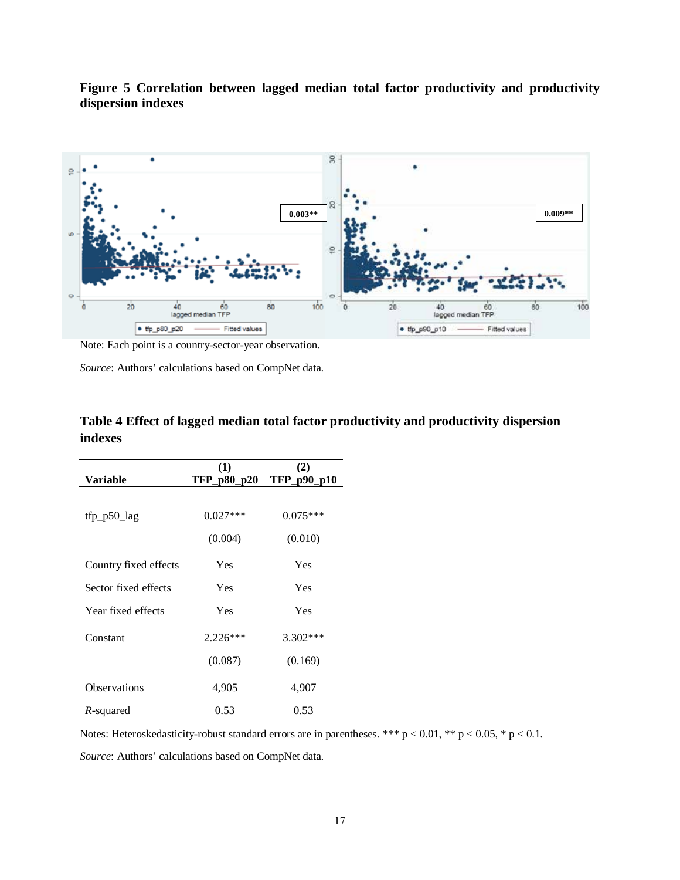**Figure 5 Correlation between lagged median total factor productivity and productivity dispersion indexes**

Note: Each point is a country-sector-year observation.

*Source*: Authors' calculations based on CompNet data.

**Table 4 Effect of lagged median total factor productivity and productivity dispersion indexes**

| Variable | (1) TFP_p80_p20 | (2) TFP_p90_p10 |
|---|---|---|
| tfp_p50_lag | 0.027*** | 0.075*** |
| | (0.004) | (0.010) |
| Country fixed effects | Yes | Yes |
| Sector fixed effects | Yes | Yes |
| Year fixed effects | Yes | Yes |
| Constant | 2.226*** | 3.302*** |
| | (0.087) | (0.169) |
| Observations | 4,905 | 4,907 |
| *R*-squared | 0.53 | 0.53 |

Notes: Heteroskedasticity-robust standard errors are in parentheses. *** p < 0.01, ** p < 0.05, * p < 0.1.

*Source*: Authors' calculations based on CompNet data.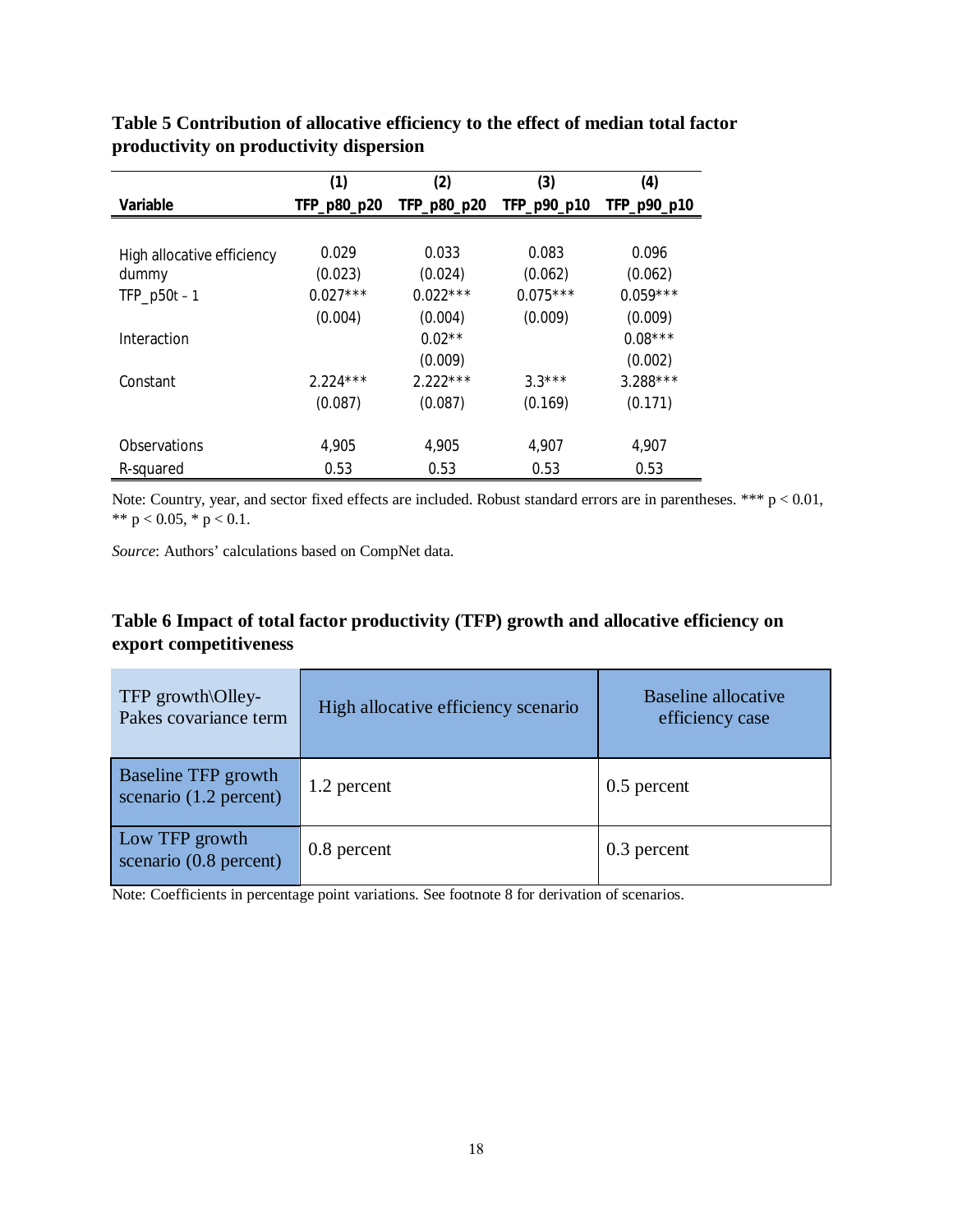**Table 5 Contribution of allocative efficiency to the effect of median total factor productivity on productivity dispersion**

| Variable | (1) TFP_p80_p20 | (2) TFP_p80_p20 | (3) TFP_p90_p10 | (4) TFP_p90_p10 |
|---|---|---|---|---|
| High allocative efficiency dummy | 0.029 | 0.033 | 0.083 | 0.096 |
| | (0.023) | (0.024) | (0.062) | (0.062) |
| TFP_p50t – 1 | 0.027*** | 0.022*** | 0.075*** | 0.059*** |
| | (0.004) | (0.004) | (0.009) | (0.009) |
| Interaction | | 0.02** | | 0.08*** |
| | | (0.009) | | (0.002) |
| Constant | 2.224*** | 2.222*** | 3.3*** | 3.288*** |
| | (0.087) | (0.087) | (0.169) | (0.171) |
| Observations | 4,905 | 4,905 | 4,907 | 4,907 |
| R-squared | 0.53 | 0.53 | 0.53 | 0.53 |

Note: Country, year, and sector fixed effects are included. Robust standard errors are in parentheses. *** $p < 0.01$, ** $p < 0.05$, * $p < 0.1$.

*Source*: Authors' calculations based on CompNet data.

**Table 6 Impact of total factor productivity (TFP) growth and allocative efficiency on export competitiveness**

| TFP growth\Olley-Pakes covariance term | High allocative efficiency scenario | Baseline allocative efficiency case |
|---|---|---|
| Baseline TFP growth scenario (1.2 percent) | 1.2 percent | 0.5 percent |
| Low TFP growth scenario (0.8 percent) | 0.8 percent | 0.3 percent |

Note: Coefficients in percentage point variations. See footnote 8 for derivation of scenarios.